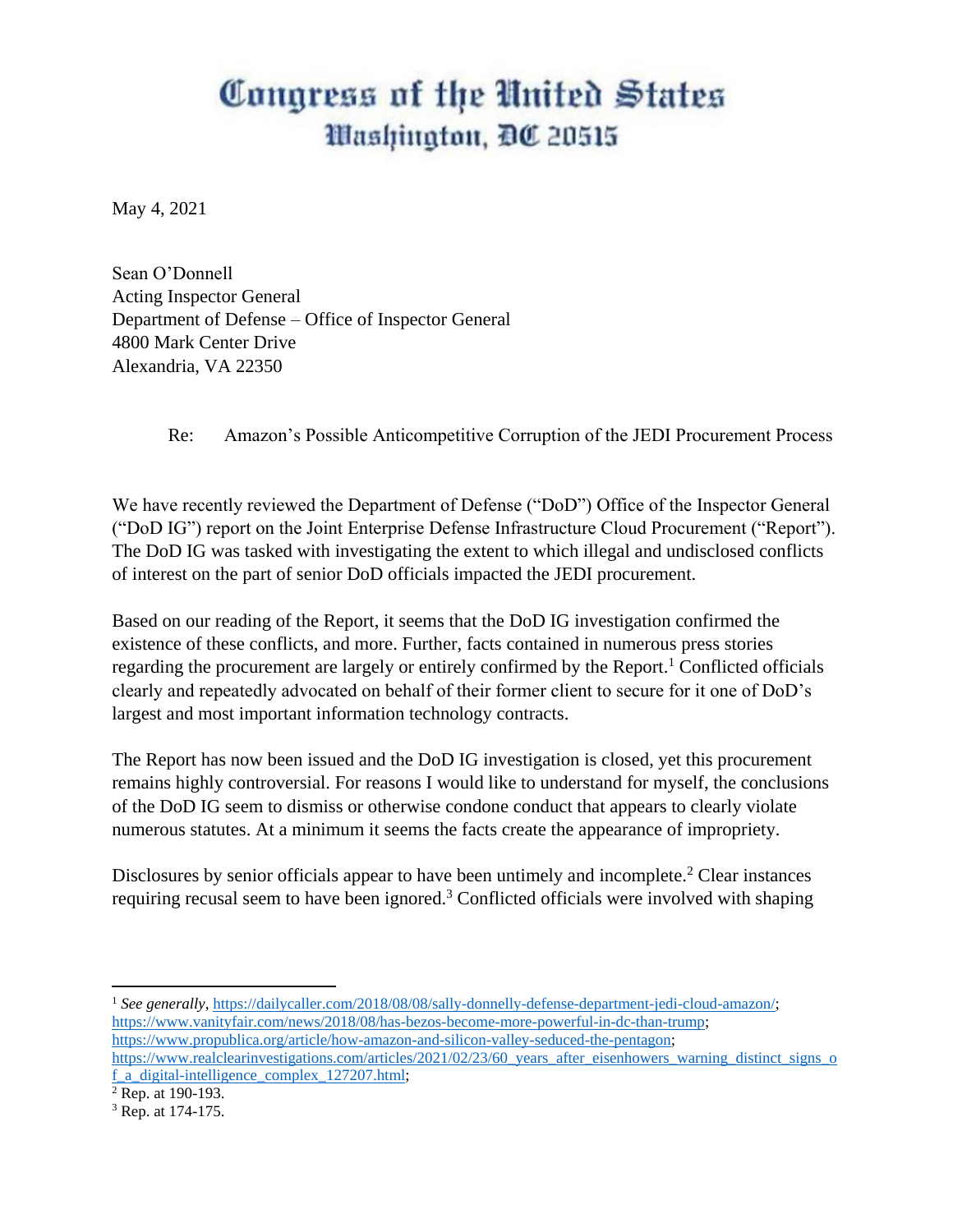# Congress of the United States
## Washington, DC 20515

May 4, 2021

Sean O'Donnell
Acting Inspector General
Department of Defense – Office of Inspector General
4800 Mark Center Drive
Alexandria, VA 22350

Re: Amazon's Possible Anticompetitive Corruption of the JEDI Procurement Process

We have recently reviewed the Department of Defense ("DoD") Office of the Inspector General ("DoD IG") report on the Joint Enterprise Defense Infrastructure Cloud Procurement ("Report"). The DoD IG was tasked with investigating the extent to which illegal and undisclosed conflicts of interest on the part of senior DoD officials impacted the JEDI procurement.

Based on our reading of the Report, it seems that the DoD IG investigation confirmed the existence of these conflicts, and more. Further, facts contained in numerous press stories regarding the procurement are largely or entirely confirmed by the Report.[1] Conflicted officials clearly and repeatedly advocated on behalf of their former client to secure for it one of DoD's largest and most important information technology contracts.

The Report has now been issued and the DoD IG investigation is closed, yet this procurement remains highly controversial. For reasons I would like to understand for myself, the conclusions of the DoD IG seem to dismiss or otherwise condone conduct that appears to clearly violate numerous statutes. At a minimum it seems the facts create the appearance of impropriety.

Disclosures by senior officials appear to have been untimely and incomplete.[2] Clear instances requiring recusal seem to have been ignored.[3] Conflicted officials were involved with shaping

---

[1] *See generally*, https://dailycaller.com/2018/08/08/sally-donnelly-defense-department-jedi-cloud-amazon/; https://www.vanityfair.com/news/2018/08/has-bezos-become-more-powerful-in-dc-than-trump; https://www.propublica.org/article/how-amazon-and-silicon-valley-seduced-the-pentagon; https://www.realclearinvestigations.com/articles/2021/02/23/60_years_after_eisenhowers_warning_distinct_signs_of_a_digital-intelligence_complex_127207.html;

[2] Rep. at 190-193.

[3] Rep. at 174-175.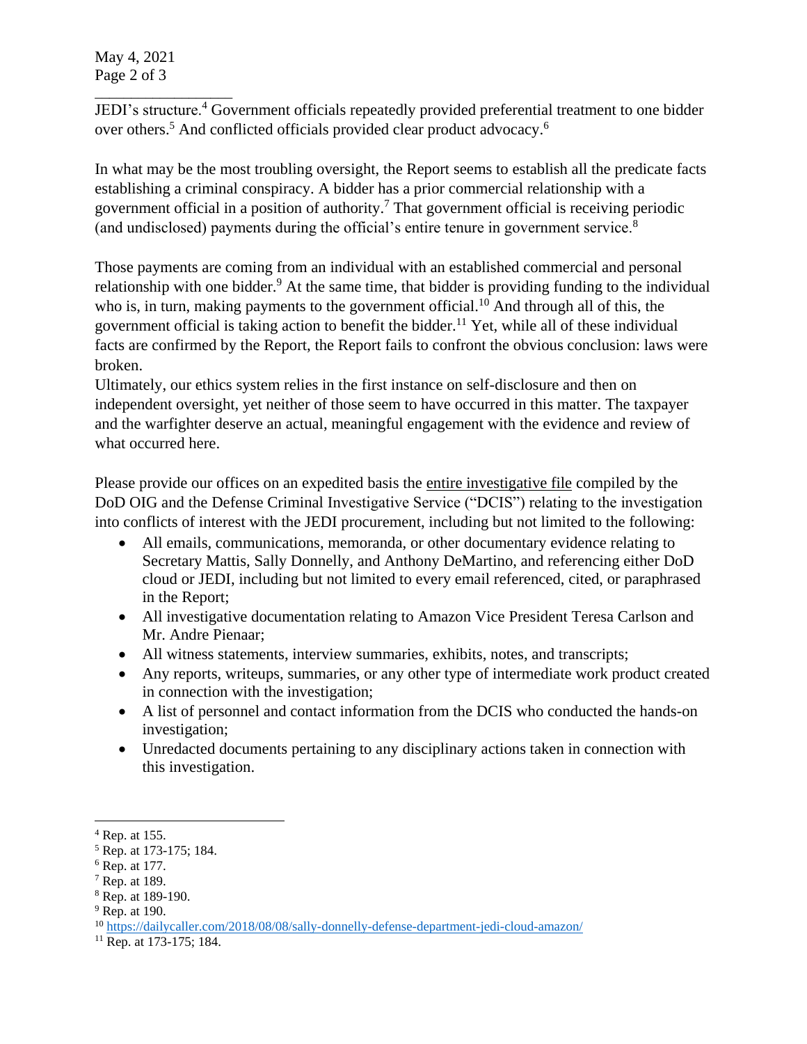JEDI's structure.[4] Government officials repeatedly provided preferential treatment to one bidder over others.[5] And conflicted officials provided clear product advocacy.[6]

In what may be the most troubling oversight, the Report seems to establish all the predicate facts establishing a criminal conspiracy. A bidder has a prior commercial relationship with a government official in a position of authority.[7] That government official is receiving periodic (and undisclosed) payments during the official's entire tenure in government service.[8]

Those payments are coming from an individual with an established commercial and personal relationship with one bidder.[9] At the same time, that bidder is providing funding to the individual who is, in turn, making payments to the government official.[10] And through all of this, the government official is taking action to benefit the bidder.[11] Yet, while all of these individual facts are confirmed by the Report, the Report fails to confront the obvious conclusion: laws were broken.

Ultimately, our ethics system relies in the first instance on self-disclosure and then on independent oversight, yet neither of those seem to have occurred in this matter. The taxpayer and the warfighter deserve an actual, meaningful engagement with the evidence and review of what occurred here.

Please provide our offices on an expedited basis the entire investigative file compiled by the DoD OIG and the Defense Criminal Investigative Service ("DCIS") relating to the investigation into conflicts of interest with the JEDI procurement, including but not limited to the following:

- All emails, communications, memoranda, or other documentary evidence relating to Secretary Mattis, Sally Donnelly, and Anthony DeMartino, and referencing either DoD cloud or JEDI, including but not limited to every email referenced, cited, or paraphrased in the Report;
- All investigative documentation relating to Amazon Vice President Teresa Carlson and Mr. Andre Pienaar;
- All witness statements, interview summaries, exhibits, notes, and transcripts;
- Any reports, writeups, summaries, or any other type of intermediate work product created in connection with the investigation;
- A list of personnel and contact information from the DCIS who conducted the hands-on investigation;
- Unredacted documents pertaining to any disciplinary actions taken in connection with this investigation.

---

[4] Rep. at 155.
[5] Rep. at 173-175; 184.
[6] Rep. at 177.
[7] Rep. at 189.
[8] Rep. at 189-190.
[9] Rep. at 190.
[10] https://dailycaller.com/2018/08/08/sally-donnelly-defense-department-jedi-cloud-amazon/
[11] Rep. at 173-175; 184.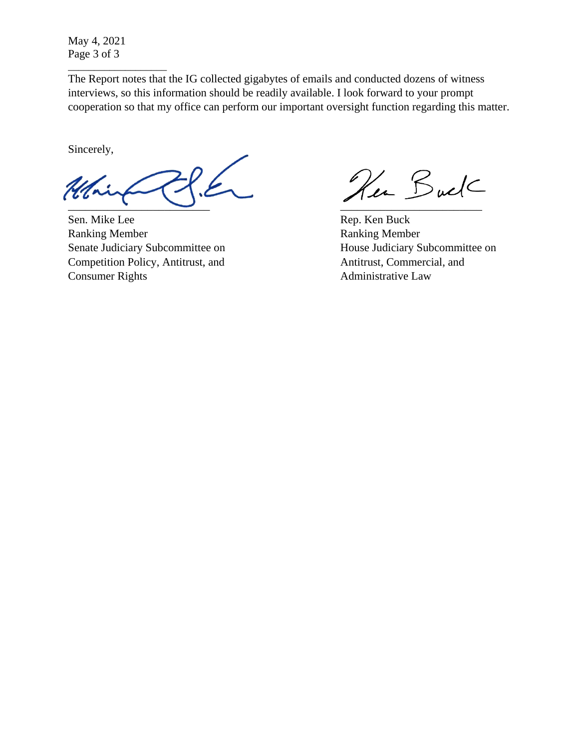The Report notes that the IG collected gigabytes of emails and conducted dozens of witness interviews, so this information should be readily available. I look forward to your prompt cooperation so that my office can perform our important oversight function regarding this matter.

Sincerely,

Sen. Mike Lee
Ranking Member
Senate Judiciary Subcommittee on Competition Policy, Antitrust, and Consumer Rights

Rep. Ken Buck
Ranking Member
House Judiciary Subcommittee on Antitrust, Commercial, and Administrative Law